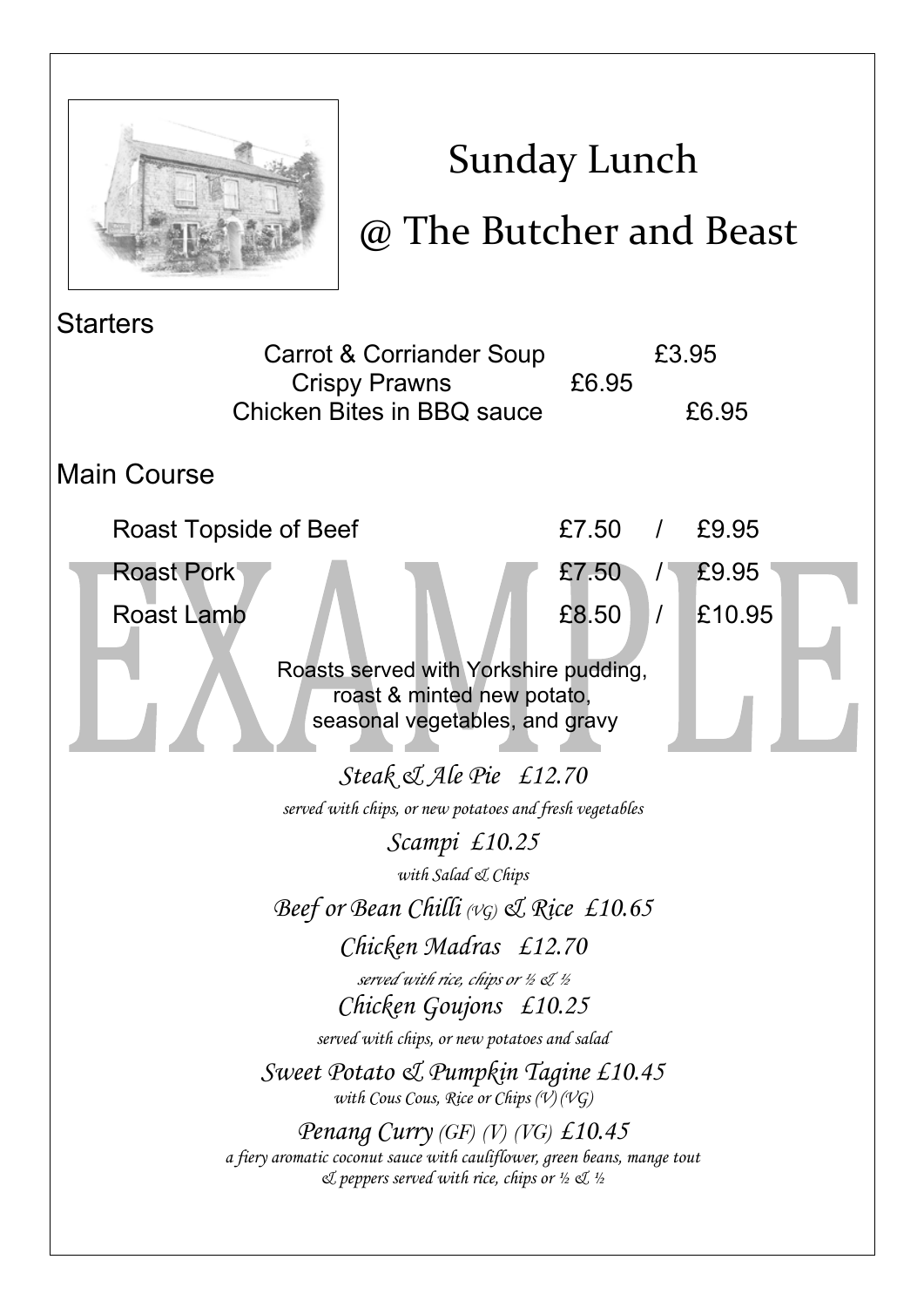# Sunday Lunch

# @ The Butcher and Beast

## Starters

| | |
|---|---|
| Carrot & Corriander Soup | £3.95 |
| Crispy Prawns | £6.95 |
| Chicken Bites in BBQ sauce | £6.95 |

## Main Course

| | |
|---|---|
| Roast Topside of Beef | £7.50 / £9.95 |
| Roast Pork | £7.50 / £9.95 |
| Roast Lamb | £8.50 / £10.95 |

Roasts served with Yorkshire pudding, roast & minted new potato, seasonal vegetables, and gravy

EXAMPLE

*Steak & Ale Pie £12.70*

*served with chips, or new potatoes and fresh vegetables*

*Scampi £10.25*

*with Salad & Chips*

*Beef or Bean Chilli (VG) & Rice £10.65*

*Chicken Madras £12.70*

*served with rice, chips or ½ & ½*

*Chicken Goujons £10.25*

*served with chips, or new potatoes and salad*

*Sweet Potato & Pumpkin Tagine £10.45*

*with Cous Cous, Rice or Chips (V) (VG)*

*Penang Curry (GF) (V) (VG) £10.45*

*a fiery aromatic coconut sauce with cauliflower, green beans, mange tout & peppers served with rice, chips or ½ & ½*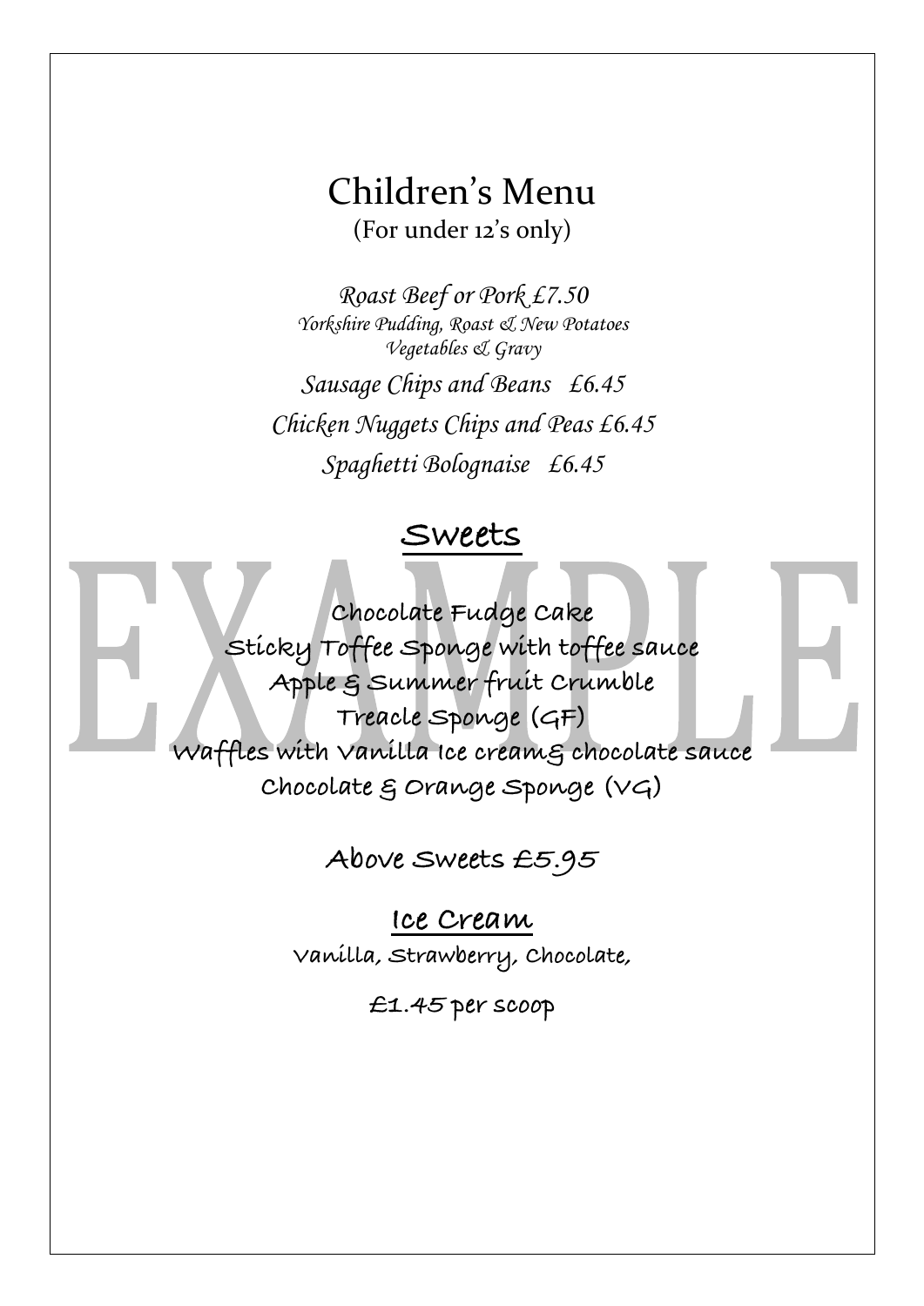# Children's Menu

(For under 12's only)

*Roast Beef or Pork £7.50*
*Yorkshire Pudding, Roast & New Potatoes*
*Vegetables & Gravy*

*Sausage Chips and Beans £6.45*

*Chicken Nuggets Chips and Peas £6.45*

*Spaghetti Bolognaise £6.45*

## Sweets

EXAMPLE

Chocolate Fudge Cake
Sticky Toffee Sponge with toffee sauce
Apple & Summer fruit Crumble
Treacle Sponge (GF)
Waffles with Vanilla Ice cream& chocolate sauce
Chocolate & Orange Sponge (VG)

Above Sweets £5.95

## Ice Cream

Vanilla, Strawberry, Chocolate,

£1.45 per scoop